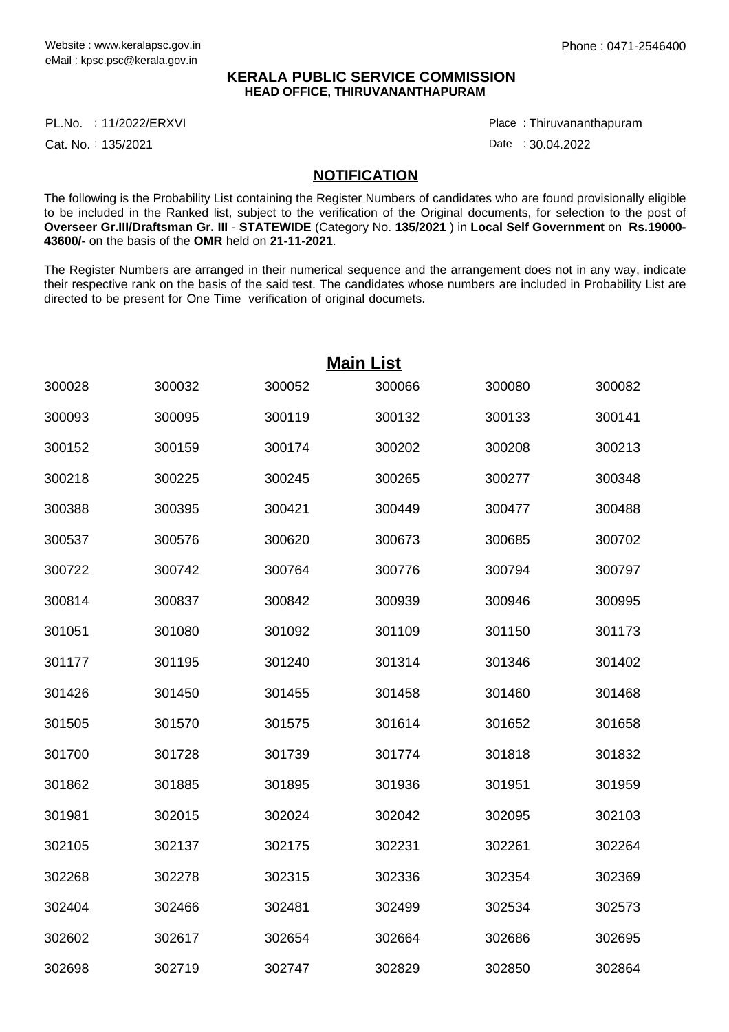Website : www.keralapsc.gov.in
eMail : kpsc.psc@kerala.gov.in

Phone : 0471-2546400

**KERALA PUBLIC SERVICE COMMISSION**
**HEAD OFFICE, THIRUVANANTHAPURAM**

PL.No. : 11/2022/ERXVI
Cat. No. : 135/2021

Place : Thiruvananthapuram
Date : 30.04.2022

## NOTIFICATION

The following is the Probability List containing the Register Numbers of candidates who are found provisionally eligible to be included in the Ranked list, subject to the verification of the Original documents, for selection to the post of **Overseer Gr.III/Draftsman Gr. III** - **STATEWIDE** (Category No. **135/2021** ) in **Local Self Government** on **Rs.19000-43600/-** on the basis of the **OMR** held on **21-11-2021**.

The Register Numbers are arranged in their numerical sequence and the arrangement does not in any way, indicate their respective rank on the basis of the said test. The candidates whose numbers are included in Probability List are directed to be present for One Time verification of original documets.

## Main List

| | | | | | |
|---|---|---|---|---|---|
| 300028 | 300032 | 300052 | 300066 | 300080 | 300082 |
| 300093 | 300095 | 300119 | 300132 | 300133 | 300141 |
| 300152 | 300159 | 300174 | 300202 | 300208 | 300213 |
| 300218 | 300225 | 300245 | 300265 | 300277 | 300348 |
| 300388 | 300395 | 300421 | 300449 | 300477 | 300488 |
| 300537 | 300576 | 300620 | 300673 | 300685 | 300702 |
| 300722 | 300742 | 300764 | 300776 | 300794 | 300797 |
| 300814 | 300837 | 300842 | 300939 | 300946 | 300995 |
| 301051 | 301080 | 301092 | 301109 | 301150 | 301173 |
| 301177 | 301195 | 301240 | 301314 | 301346 | 301402 |
| 301426 | 301450 | 301455 | 301458 | 301460 | 301468 |
| 301505 | 301570 | 301575 | 301614 | 301652 | 301658 |
| 301700 | 301728 | 301739 | 301774 | 301818 | 301832 |
| 301862 | 301885 | 301895 | 301936 | 301951 | 301959 |
| 301981 | 302015 | 302024 | 302042 | 302095 | 302103 |
| 302105 | 302137 | 302175 | 302231 | 302261 | 302264 |
| 302268 | 302278 | 302315 | 302336 | 302354 | 302369 |
| 302404 | 302466 | 302481 | 302499 | 302534 | 302573 |
| 302602 | 302617 | 302654 | 302664 | 302686 | 302695 |
| 302698 | 302719 | 302747 | 302829 | 302850 | 302864 |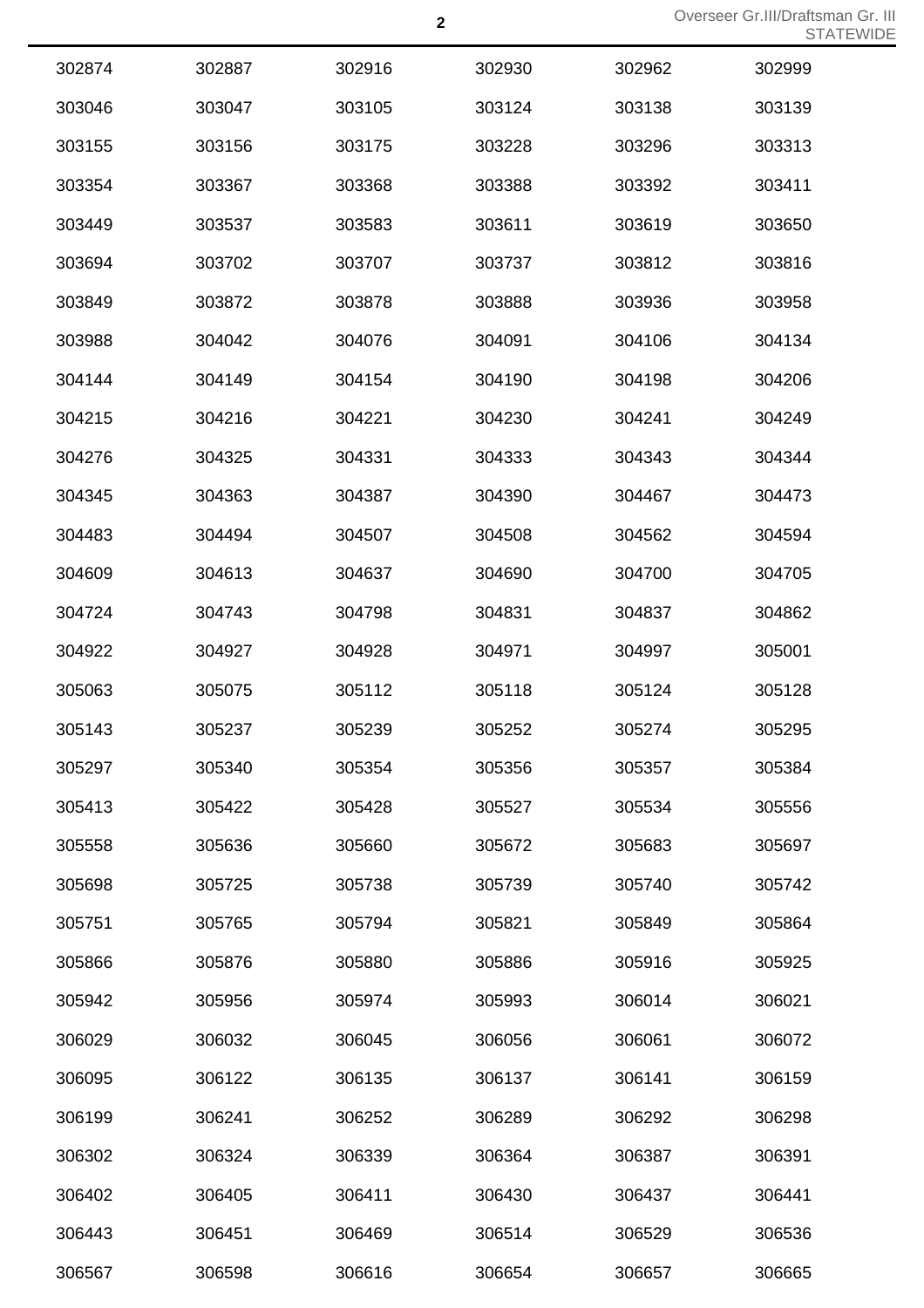| | | | | | |
|---|---|---|---|---|---|
| 302874 | 302887 | 302916 | 302930 | 302962 | 302999 |
| 303046 | 303047 | 303105 | 303124 | 303138 | 303139 |
| 303155 | 303156 | 303175 | 303228 | 303296 | 303313 |
| 303354 | 303367 | 303368 | 303388 | 303392 | 303411 |
| 303449 | 303537 | 303583 | 303611 | 303619 | 303650 |
| 303694 | 303702 | 303707 | 303737 | 303812 | 303816 |
| 303849 | 303872 | 303878 | 303888 | 303936 | 303958 |
| 303988 | 304042 | 304076 | 304091 | 304106 | 304134 |
| 304144 | 304149 | 304154 | 304190 | 304198 | 304206 |
| 304215 | 304216 | 304221 | 304230 | 304241 | 304249 |
| 304276 | 304325 | 304331 | 304333 | 304343 | 304344 |
| 304345 | 304363 | 304387 | 304390 | 304467 | 304473 |
| 304483 | 304494 | 304507 | 304508 | 304562 | 304594 |
| 304609 | 304613 | 304637 | 304690 | 304700 | 304705 |
| 304724 | 304743 | 304798 | 304831 | 304837 | 304862 |
| 304922 | 304927 | 304928 | 304971 | 304997 | 305001 |
| 305063 | 305075 | 305112 | 305118 | 305124 | 305128 |
| 305143 | 305237 | 305239 | 305252 | 305274 | 305295 |
| 305297 | 305340 | 305354 | 305356 | 305357 | 305384 |
| 305413 | 305422 | 305428 | 305527 | 305534 | 305556 |
| 305558 | 305636 | 305660 | 305672 | 305683 | 305697 |
| 305698 | 305725 | 305738 | 305739 | 305740 | 305742 |
| 305751 | 305765 | 305794 | 305821 | 305849 | 305864 |
| 305866 | 305876 | 305880 | 305886 | 305916 | 305925 |
| 305942 | 305956 | 305974 | 305993 | 306014 | 306021 |
| 306029 | 306032 | 306045 | 306056 | 306061 | 306072 |
| 306095 | 306122 | 306135 | 306137 | 306141 | 306159 |
| 306199 | 306241 | 306252 | 306289 | 306292 | 306298 |
| 306302 | 306324 | 306339 | 306364 | 306387 | 306391 |
| 306402 | 306405 | 306411 | 306430 | 306437 | 306441 |
| 306443 | 306451 | 306469 | 306514 | 306529 | 306536 |
| 306567 | 306598 | 306616 | 306654 | 306657 | 306665 |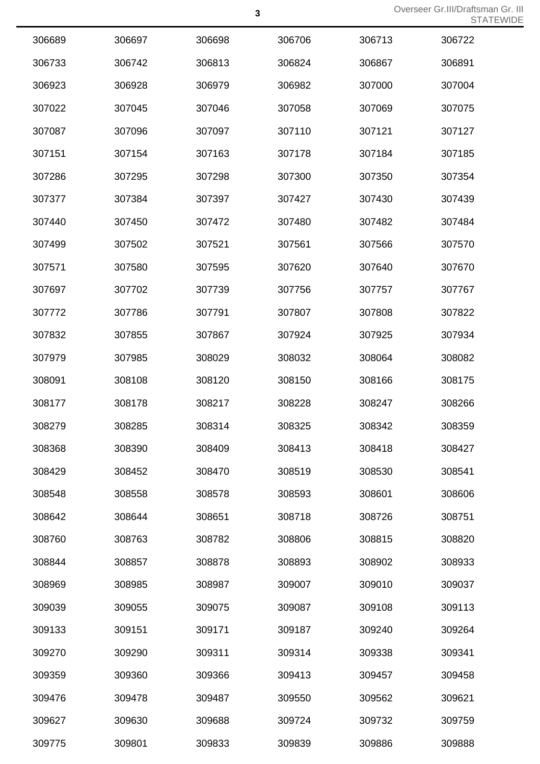| | | | | | |
|---|---|---|---|---|---|
| 306689 | 306697 | 306698 | 306706 | 306713 | 306722 |
| 306733 | 306742 | 306813 | 306824 | 306867 | 306891 |
| 306923 | 306928 | 306979 | 306982 | 307000 | 307004 |
| 307022 | 307045 | 307046 | 307058 | 307069 | 307075 |
| 307087 | 307096 | 307097 | 307110 | 307121 | 307127 |
| 307151 | 307154 | 307163 | 307178 | 307184 | 307185 |
| 307286 | 307295 | 307298 | 307300 | 307350 | 307354 |
| 307377 | 307384 | 307397 | 307427 | 307430 | 307439 |
| 307440 | 307450 | 307472 | 307480 | 307482 | 307484 |
| 307499 | 307502 | 307521 | 307561 | 307566 | 307570 |
| 307571 | 307580 | 307595 | 307620 | 307640 | 307670 |
| 307697 | 307702 | 307739 | 307756 | 307757 | 307767 |
| 307772 | 307786 | 307791 | 307807 | 307808 | 307822 |
| 307832 | 307855 | 307867 | 307924 | 307925 | 307934 |
| 307979 | 307985 | 308029 | 308032 | 308064 | 308082 |
| 308091 | 308108 | 308120 | 308150 | 308166 | 308175 |
| 308177 | 308178 | 308217 | 308228 | 308247 | 308266 |
| 308279 | 308285 | 308314 | 308325 | 308342 | 308359 |
| 308368 | 308390 | 308409 | 308413 | 308418 | 308427 |
| 308429 | 308452 | 308470 | 308519 | 308530 | 308541 |
| 308548 | 308558 | 308578 | 308593 | 308601 | 308606 |
| 308642 | 308644 | 308651 | 308718 | 308726 | 308751 |
| 308760 | 308763 | 308782 | 308806 | 308815 | 308820 |
| 308844 | 308857 | 308878 | 308893 | 308902 | 308933 |
| 308969 | 308985 | 308987 | 309007 | 309010 | 309037 |
| 309039 | 309055 | 309075 | 309087 | 309108 | 309113 |
| 309133 | 309151 | 309171 | 309187 | 309240 | 309264 |
| 309270 | 309290 | 309311 | 309314 | 309338 | 309341 |
| 309359 | 309360 | 309366 | 309413 | 309457 | 309458 |
| 309476 | 309478 | 309487 | 309550 | 309562 | 309621 |
| 309627 | 309630 | 309688 | 309724 | 309732 | 309759 |
| 309775 | 309801 | 309833 | 309839 | 309886 | 309888 |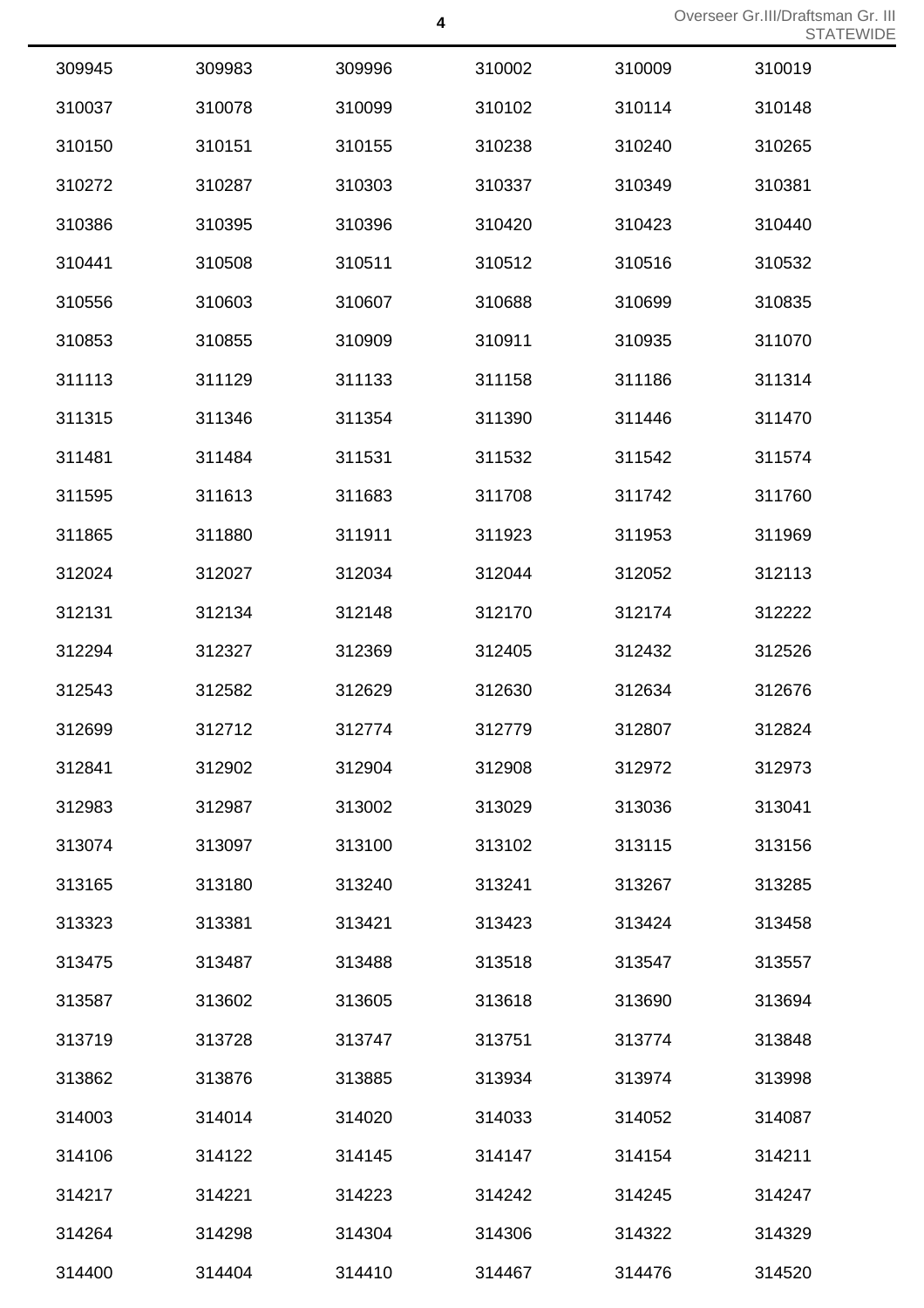| | | | | | |
|---|---|---|---|---|---|
| 309945 | 309983 | 309996 | 310002 | 310009 | 310019 |
| 310037 | 310078 | 310099 | 310102 | 310114 | 310148 |
| 310150 | 310151 | 310155 | 310238 | 310240 | 310265 |
| 310272 | 310287 | 310303 | 310337 | 310349 | 310381 |
| 310386 | 310395 | 310396 | 310420 | 310423 | 310440 |
| 310441 | 310508 | 310511 | 310512 | 310516 | 310532 |
| 310556 | 310603 | 310607 | 310688 | 310699 | 310835 |
| 310853 | 310855 | 310909 | 310911 | 310935 | 311070 |
| 311113 | 311129 | 311133 | 311158 | 311186 | 311314 |
| 311315 | 311346 | 311354 | 311390 | 311446 | 311470 |
| 311481 | 311484 | 311531 | 311532 | 311542 | 311574 |
| 311595 | 311613 | 311683 | 311708 | 311742 | 311760 |
| 311865 | 311880 | 311911 | 311923 | 311953 | 311969 |
| 312024 | 312027 | 312034 | 312044 | 312052 | 312113 |
| 312131 | 312134 | 312148 | 312170 | 312174 | 312222 |
| 312294 | 312327 | 312369 | 312405 | 312432 | 312526 |
| 312543 | 312582 | 312629 | 312630 | 312634 | 312676 |
| 312699 | 312712 | 312774 | 312779 | 312807 | 312824 |
| 312841 | 312902 | 312904 | 312908 | 312972 | 312973 |
| 312983 | 312987 | 313002 | 313029 | 313036 | 313041 |
| 313074 | 313097 | 313100 | 313102 | 313115 | 313156 |
| 313165 | 313180 | 313240 | 313241 | 313267 | 313285 |
| 313323 | 313381 | 313421 | 313423 | 313424 | 313458 |
| 313475 | 313487 | 313488 | 313518 | 313547 | 313557 |
| 313587 | 313602 | 313605 | 313618 | 313690 | 313694 |
| 313719 | 313728 | 313747 | 313751 | 313774 | 313848 |
| 313862 | 313876 | 313885 | 313934 | 313974 | 313998 |
| 314003 | 314014 | 314020 | 314033 | 314052 | 314087 |
| 314106 | 314122 | 314145 | 314147 | 314154 | 314211 |
| 314217 | 314221 | 314223 | 314242 | 314245 | 314247 |
| 314264 | 314298 | 314304 | 314306 | 314322 | 314329 |
| 314400 | 314404 | 314410 | 314467 | 314476 | 314520 |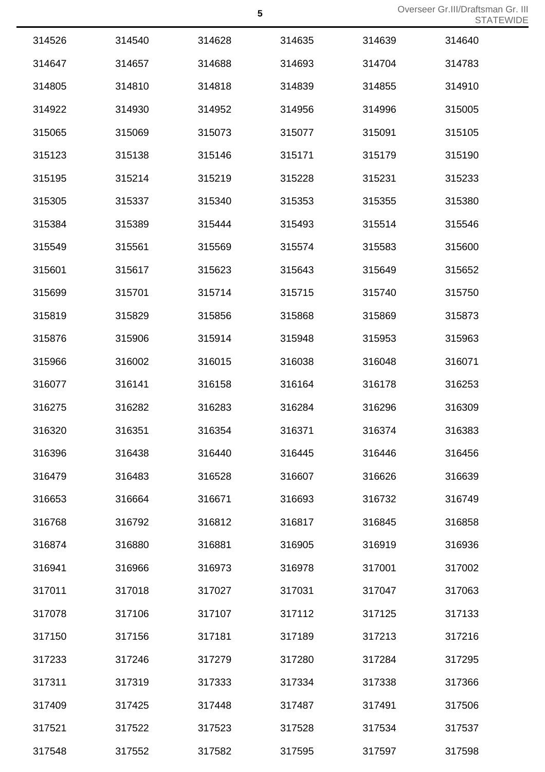| | | | | | |
|---|---|---|---|---|---|
| 314526 | 314540 | 314628 | 314635 | 314639 | 314640 |
| 314647 | 314657 | 314688 | 314693 | 314704 | 314783 |
| 314805 | 314810 | 314818 | 314839 | 314855 | 314910 |
| 314922 | 314930 | 314952 | 314956 | 314996 | 315005 |
| 315065 | 315069 | 315073 | 315077 | 315091 | 315105 |
| 315123 | 315138 | 315146 | 315171 | 315179 | 315190 |
| 315195 | 315214 | 315219 | 315228 | 315231 | 315233 |
| 315305 | 315337 | 315340 | 315353 | 315355 | 315380 |
| 315384 | 315389 | 315444 | 315493 | 315514 | 315546 |
| 315549 | 315561 | 315569 | 315574 | 315583 | 315600 |
| 315601 | 315617 | 315623 | 315643 | 315649 | 315652 |
| 315699 | 315701 | 315714 | 315715 | 315740 | 315750 |
| 315819 | 315829 | 315856 | 315868 | 315869 | 315873 |
| 315876 | 315906 | 315914 | 315948 | 315953 | 315963 |
| 315966 | 316002 | 316015 | 316038 | 316048 | 316071 |
| 316077 | 316141 | 316158 | 316164 | 316178 | 316253 |
| 316275 | 316282 | 316283 | 316284 | 316296 | 316309 |
| 316320 | 316351 | 316354 | 316371 | 316374 | 316383 |
| 316396 | 316438 | 316440 | 316445 | 316446 | 316456 |
| 316479 | 316483 | 316528 | 316607 | 316626 | 316639 |
| 316653 | 316664 | 316671 | 316693 | 316732 | 316749 |
| 316768 | 316792 | 316812 | 316817 | 316845 | 316858 |
| 316874 | 316880 | 316881 | 316905 | 316919 | 316936 |
| 316941 | 316966 | 316973 | 316978 | 317001 | 317002 |
| 317011 | 317018 | 317027 | 317031 | 317047 | 317063 |
| 317078 | 317106 | 317107 | 317112 | 317125 | 317133 |
| 317150 | 317156 | 317181 | 317189 | 317213 | 317216 |
| 317233 | 317246 | 317279 | 317280 | 317284 | 317295 |
| 317311 | 317319 | 317333 | 317334 | 317338 | 317366 |
| 317409 | 317425 | 317448 | 317487 | 317491 | 317506 |
| 317521 | 317522 | 317523 | 317528 | 317534 | 317537 |
| 317548 | 317552 | 317582 | 317595 | 317597 | 317598 |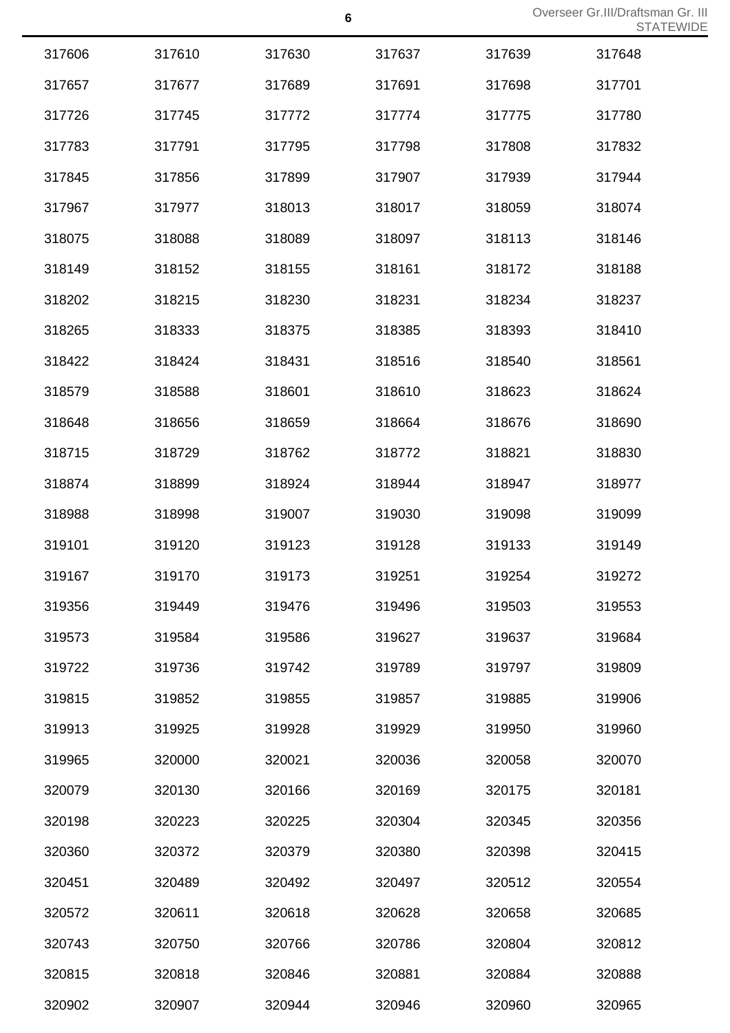| | | | | | |
|---|---|---|---|---|---|
| 317606 | 317610 | 317630 | 317637 | 317639 | 317648 |
| 317657 | 317677 | 317689 | 317691 | 317698 | 317701 |
| 317726 | 317745 | 317772 | 317774 | 317775 | 317780 |
| 317783 | 317791 | 317795 | 317798 | 317808 | 317832 |
| 317845 | 317856 | 317899 | 317907 | 317939 | 317944 |
| 317967 | 317977 | 318013 | 318017 | 318059 | 318074 |
| 318075 | 318088 | 318089 | 318097 | 318113 | 318146 |
| 318149 | 318152 | 318155 | 318161 | 318172 | 318188 |
| 318202 | 318215 | 318230 | 318231 | 318234 | 318237 |
| 318265 | 318333 | 318375 | 318385 | 318393 | 318410 |
| 318422 | 318424 | 318431 | 318516 | 318540 | 318561 |
| 318579 | 318588 | 318601 | 318610 | 318623 | 318624 |
| 318648 | 318656 | 318659 | 318664 | 318676 | 318690 |
| 318715 | 318729 | 318762 | 318772 | 318821 | 318830 |
| 318874 | 318899 | 318924 | 318944 | 318947 | 318977 |
| 318988 | 318998 | 319007 | 319030 | 319098 | 319099 |
| 319101 | 319120 | 319123 | 319128 | 319133 | 319149 |
| 319167 | 319170 | 319173 | 319251 | 319254 | 319272 |
| 319356 | 319449 | 319476 | 319496 | 319503 | 319553 |
| 319573 | 319584 | 319586 | 319627 | 319637 | 319684 |
| 319722 | 319736 | 319742 | 319789 | 319797 | 319809 |
| 319815 | 319852 | 319855 | 319857 | 319885 | 319906 |
| 319913 | 319925 | 319928 | 319929 | 319950 | 319960 |
| 319965 | 320000 | 320021 | 320036 | 320058 | 320070 |
| 320079 | 320130 | 320166 | 320169 | 320175 | 320181 |
| 320198 | 320223 | 320225 | 320304 | 320345 | 320356 |
| 320360 | 320372 | 320379 | 320380 | 320398 | 320415 |
| 320451 | 320489 | 320492 | 320497 | 320512 | 320554 |
| 320572 | 320611 | 320618 | 320628 | 320658 | 320685 |
| 320743 | 320750 | 320766 | 320786 | 320804 | 320812 |
| 320815 | 320818 | 320846 | 320881 | 320884 | 320888 |
| 320902 | 320907 | 320944 | 320946 | 320960 | 320965 |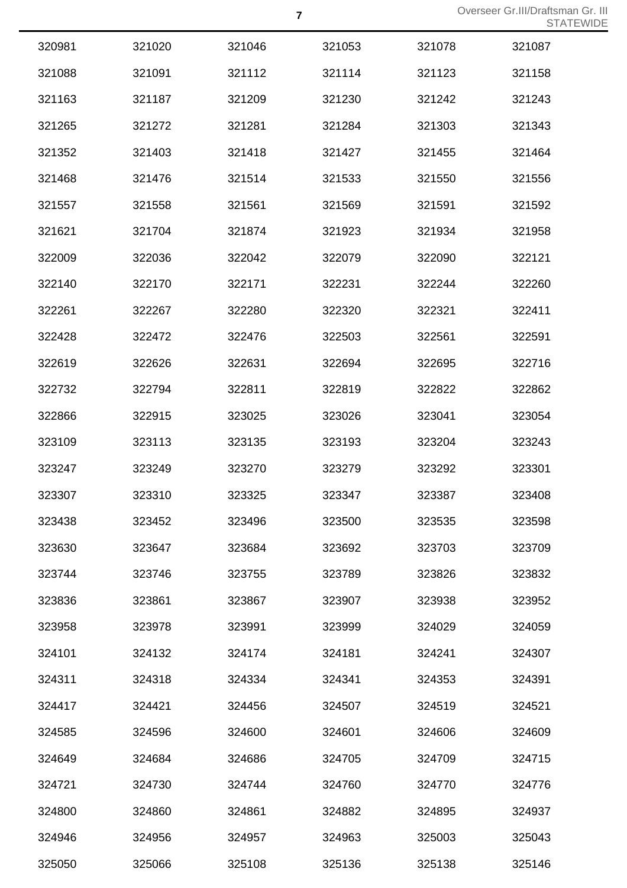| 320981 | 321020 | 321046 | 321053 | 321078 | 321087 |
|---|---|---|---|---|---|
| 321088 | 321091 | 321112 | 321114 | 321123 | 321158 |
| 321163 | 321187 | 321209 | 321230 | 321242 | 321243 |
| 321265 | 321272 | 321281 | 321284 | 321303 | 321343 |
| 321352 | 321403 | 321418 | 321427 | 321455 | 321464 |
| 321468 | 321476 | 321514 | 321533 | 321550 | 321556 |
| 321557 | 321558 | 321561 | 321569 | 321591 | 321592 |
| 321621 | 321704 | 321874 | 321923 | 321934 | 321958 |
| 322009 | 322036 | 322042 | 322079 | 322090 | 322121 |
| 322140 | 322170 | 322171 | 322231 | 322244 | 322260 |
| 322261 | 322267 | 322280 | 322320 | 322321 | 322411 |
| 322428 | 322472 | 322476 | 322503 | 322561 | 322591 |
| 322619 | 322626 | 322631 | 322694 | 322695 | 322716 |
| 322732 | 322794 | 322811 | 322819 | 322822 | 322862 |
| 322866 | 322915 | 323025 | 323026 | 323041 | 323054 |
| 323109 | 323113 | 323135 | 323193 | 323204 | 323243 |
| 323247 | 323249 | 323270 | 323279 | 323292 | 323301 |
| 323307 | 323310 | 323325 | 323347 | 323387 | 323408 |
| 323438 | 323452 | 323496 | 323500 | 323535 | 323598 |
| 323630 | 323647 | 323684 | 323692 | 323703 | 323709 |
| 323744 | 323746 | 323755 | 323789 | 323826 | 323832 |
| 323836 | 323861 | 323867 | 323907 | 323938 | 323952 |
| 323958 | 323978 | 323991 | 323999 | 324029 | 324059 |
| 324101 | 324132 | 324174 | 324181 | 324241 | 324307 |
| 324311 | 324318 | 324334 | 324341 | 324353 | 324391 |
| 324417 | 324421 | 324456 | 324507 | 324519 | 324521 |
| 324585 | 324596 | 324600 | 324601 | 324606 | 324609 |
| 324649 | 324684 | 324686 | 324705 | 324709 | 324715 |
| 324721 | 324730 | 324744 | 324760 | 324770 | 324776 |
| 324800 | 324860 | 324861 | 324882 | 324895 | 324937 |
| 324946 | 324956 | 324957 | 324963 | 325003 | 325043 |
| 325050 | 325066 | 325108 | 325136 | 325138 | 325146 |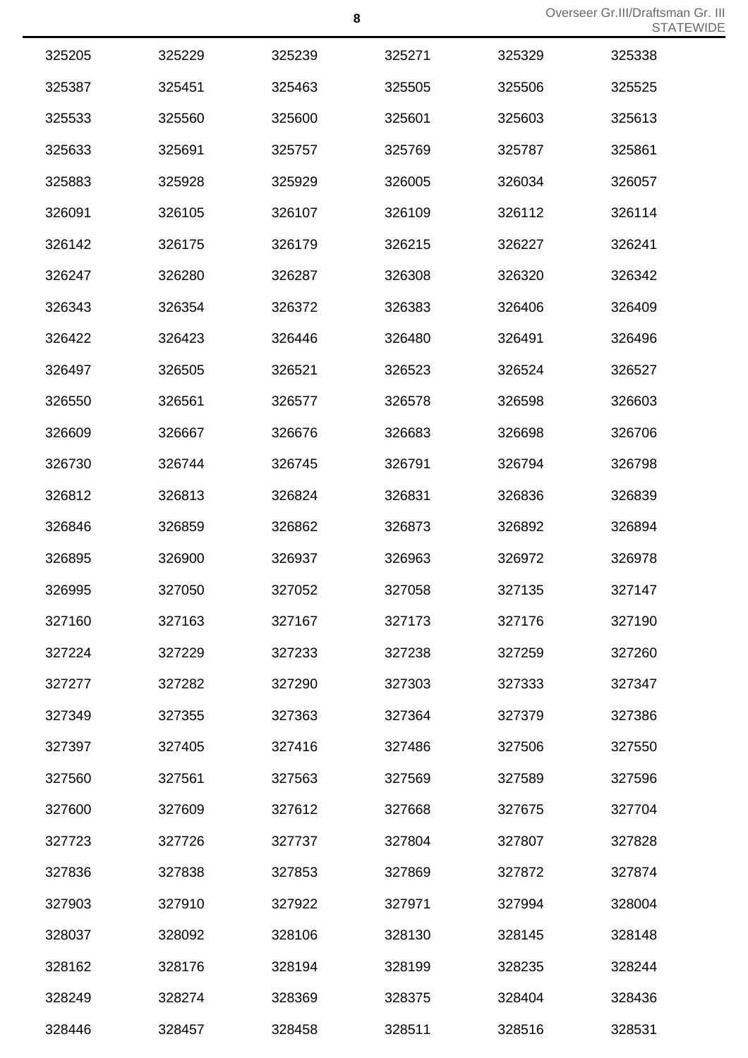| | | | | | |
|---|---|---|---|---|---|
| 325205 | 325229 | 325239 | 325271 | 325329 | 325338 |
| 325387 | 325451 | 325463 | 325505 | 325506 | 325525 |
| 325533 | 325560 | 325600 | 325601 | 325603 | 325613 |
| 325633 | 325691 | 325757 | 325769 | 325787 | 325861 |
| 325883 | 325928 | 325929 | 326005 | 326034 | 326057 |
| 326091 | 326105 | 326107 | 326109 | 326112 | 326114 |
| 326142 | 326175 | 326179 | 326215 | 326227 | 326241 |
| 326247 | 326280 | 326287 | 326308 | 326320 | 326342 |
| 326343 | 326354 | 326372 | 326383 | 326406 | 326409 |
| 326422 | 326423 | 326446 | 326480 | 326491 | 326496 |
| 326497 | 326505 | 326521 | 326523 | 326524 | 326527 |
| 326550 | 326561 | 326577 | 326578 | 326598 | 326603 |
| 326609 | 326667 | 326676 | 326683 | 326698 | 326706 |
| 326730 | 326744 | 326745 | 326791 | 326794 | 326798 |
| 326812 | 326813 | 326824 | 326831 | 326836 | 326839 |
| 326846 | 326859 | 326862 | 326873 | 326892 | 326894 |
| 326895 | 326900 | 326937 | 326963 | 326972 | 326978 |
| 326995 | 327050 | 327052 | 327058 | 327135 | 327147 |
| 327160 | 327163 | 327167 | 327173 | 327176 | 327190 |
| 327224 | 327229 | 327233 | 327238 | 327259 | 327260 |
| 327277 | 327282 | 327290 | 327303 | 327333 | 327347 |
| 327349 | 327355 | 327363 | 327364 | 327379 | 327386 |
| 327397 | 327405 | 327416 | 327486 | 327506 | 327550 |
| 327560 | 327561 | 327563 | 327569 | 327589 | 327596 |
| 327600 | 327609 | 327612 | 327668 | 327675 | 327704 |
| 327723 | 327726 | 327737 | 327804 | 327807 | 327828 |
| 327836 | 327838 | 327853 | 327869 | 327872 | 327874 |
| 327903 | 327910 | 327922 | 327971 | 327994 | 328004 |
| 328037 | 328092 | 328106 | 328130 | 328145 | 328148 |
| 328162 | 328176 | 328194 | 328199 | 328235 | 328244 |
| 328249 | 328274 | 328369 | 328375 | 328404 | 328436 |
| 328446 | 328457 | 328458 | 328511 | 328516 | 328531 |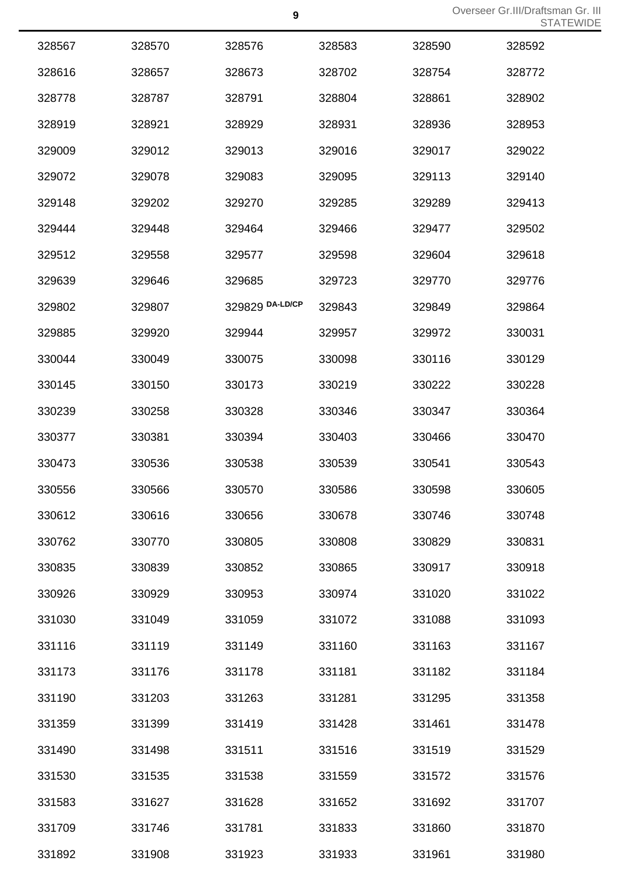| | | | | | |
|---|---|---|---|---|---|
| 328567 | 328570 | 328576 | 328583 | 328590 | 328592 |
| 328616 | 328657 | 328673 | 328702 | 328754 | 328772 |
| 328778 | 328787 | 328791 | 328804 | 328861 | 328902 |
| 328919 | 328921 | 328929 | 328931 | 328936 | 328953 |
| 329009 | 329012 | 329013 | 329016 | 329017 | 329022 |
| 329072 | 329078 | 329083 | 329095 | 329113 | 329140 |
| 329148 | 329202 | 329270 | 329285 | 329289 | 329413 |
| 329444 | 329448 | 329464 | 329466 | 329477 | 329502 |
| 329512 | 329558 | 329577 | 329598 | 329604 | 329618 |
| 329639 | 329646 | 329685 | 329723 | 329770 | 329776 |
| 329802 | 329807 | 329829 **DA-LD/CP** | 329843 | 329849 | 329864 |
| 329885 | 329920 | 329944 | 329957 | 329972 | 330031 |
| 330044 | 330049 | 330075 | 330098 | 330116 | 330129 |
| 330145 | 330150 | 330173 | 330219 | 330222 | 330228 |
| 330239 | 330258 | 330328 | 330346 | 330347 | 330364 |
| 330377 | 330381 | 330394 | 330403 | 330466 | 330470 |
| 330473 | 330536 | 330538 | 330539 | 330541 | 330543 |
| 330556 | 330566 | 330570 | 330586 | 330598 | 330605 |
| 330612 | 330616 | 330656 | 330678 | 330746 | 330748 |
| 330762 | 330770 | 330805 | 330808 | 330829 | 330831 |
| 330835 | 330839 | 330852 | 330865 | 330917 | 330918 |
| 330926 | 330929 | 330953 | 330974 | 331020 | 331022 |
| 331030 | 331049 | 331059 | 331072 | 331088 | 331093 |
| 331116 | 331119 | 331149 | 331160 | 331163 | 331167 |
| 331173 | 331176 | 331178 | 331181 | 331182 | 331184 |
| 331190 | 331203 | 331263 | 331281 | 331295 | 331358 |
| 331359 | 331399 | 331419 | 331428 | 331461 | 331478 |
| 331490 | 331498 | 331511 | 331516 | 331519 | 331529 |
| 331530 | 331535 | 331538 | 331559 | 331572 | 331576 |
| 331583 | 331627 | 331628 | 331652 | 331692 | 331707 |
| 331709 | 331746 | 331781 | 331833 | 331860 | 331870 |
| 331892 | 331908 | 331923 | 331933 | 331961 | 331980 |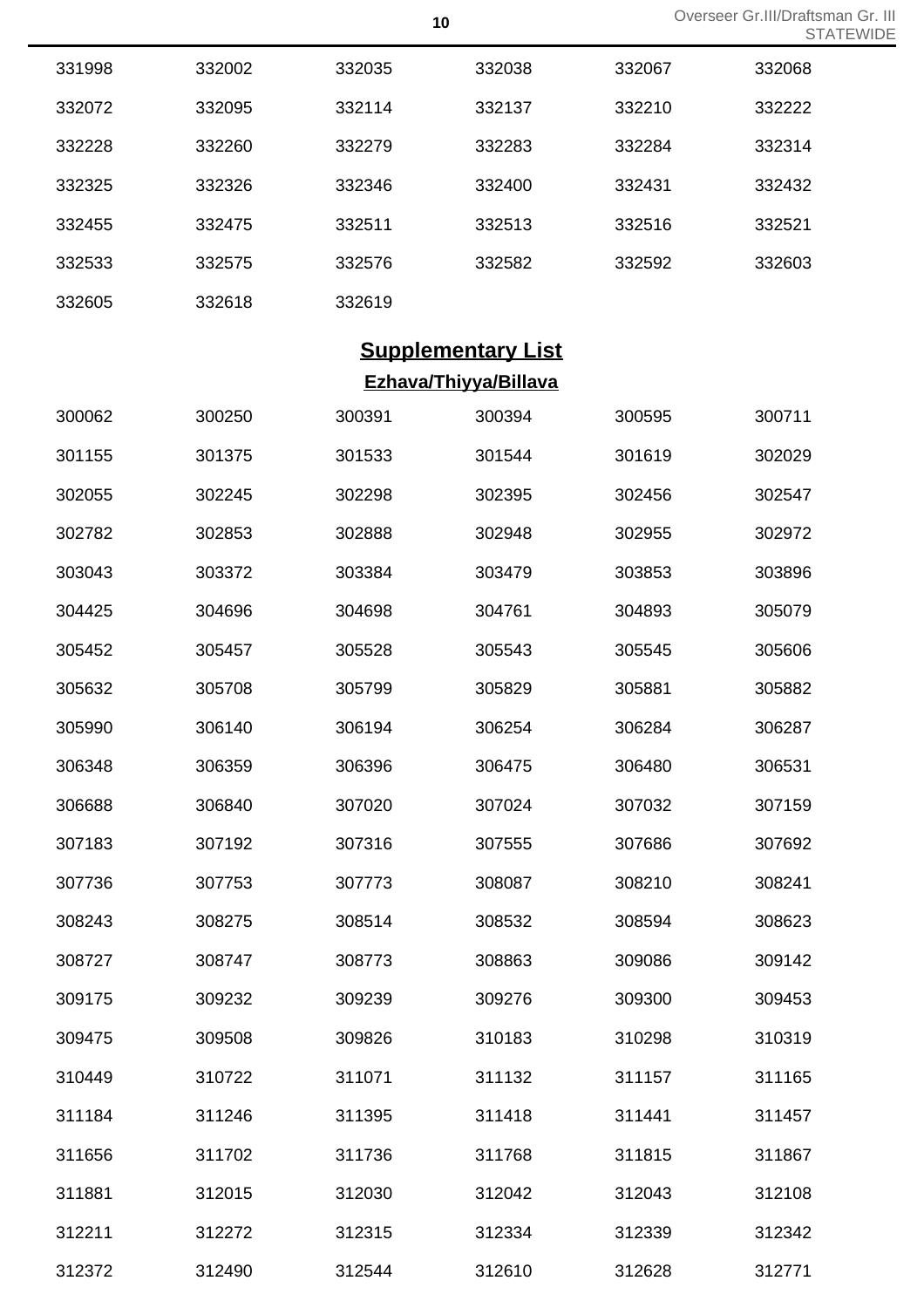| | | | | | |
|---|---|---|---|---|---|
| 331998 | 332002 | 332035 | 332038 | 332067 | 332068 |
| 332072 | 332095 | 332114 | 332137 | 332210 | 332222 |
| 332228 | 332260 | 332279 | 332283 | 332284 | 332314 |
| 332325 | 332326 | 332346 | 332400 | 332431 | 332432 |
| 332455 | 332475 | 332511 | 332513 | 332516 | 332521 |
| 332533 | 332575 | 332576 | 332582 | 332592 | 332603 |
| 332605 | 332618 | 332619 | | | |

## Supplementary List

### Ezhava/Thiyya/Billava

| | | | | | |
|---|---|---|---|---|---|
| 300062 | 300250 | 300391 | 300394 | 300595 | 300711 |
| 301155 | 301375 | 301533 | 301544 | 301619 | 302029 |
| 302055 | 302245 | 302298 | 302395 | 302456 | 302547 |
| 302782 | 302853 | 302888 | 302948 | 302955 | 302972 |
| 303043 | 303372 | 303384 | 303479 | 303853 | 303896 |
| 304425 | 304696 | 304698 | 304761 | 304893 | 305079 |
| 305452 | 305457 | 305528 | 305543 | 305545 | 305606 |
| 305632 | 305708 | 305799 | 305829 | 305881 | 305882 |
| 305990 | 306140 | 306194 | 306254 | 306284 | 306287 |
| 306348 | 306359 | 306396 | 306475 | 306480 | 306531 |
| 306688 | 306840 | 307020 | 307024 | 307032 | 307159 |
| 307183 | 307192 | 307316 | 307555 | 307686 | 307692 |
| 307736 | 307753 | 307773 | 308087 | 308210 | 308241 |
| 308243 | 308275 | 308514 | 308532 | 308594 | 308623 |
| 308727 | 308747 | 308773 | 308863 | 309086 | 309142 |
| 309175 | 309232 | 309239 | 309276 | 309300 | 309453 |
| 309475 | 309508 | 309826 | 310183 | 310298 | 310319 |
| 310449 | 310722 | 311071 | 311132 | 311157 | 311165 |
| 311184 | 311246 | 311395 | 311418 | 311441 | 311457 |
| 311656 | 311702 | 311736 | 311768 | 311815 | 311867 |
| 311881 | 312015 | 312030 | 312042 | 312043 | 312108 |
| 312211 | 312272 | 312315 | 312334 | 312339 | 312342 |
| 312372 | 312490 | 312544 | 312610 | 312628 | 312771 |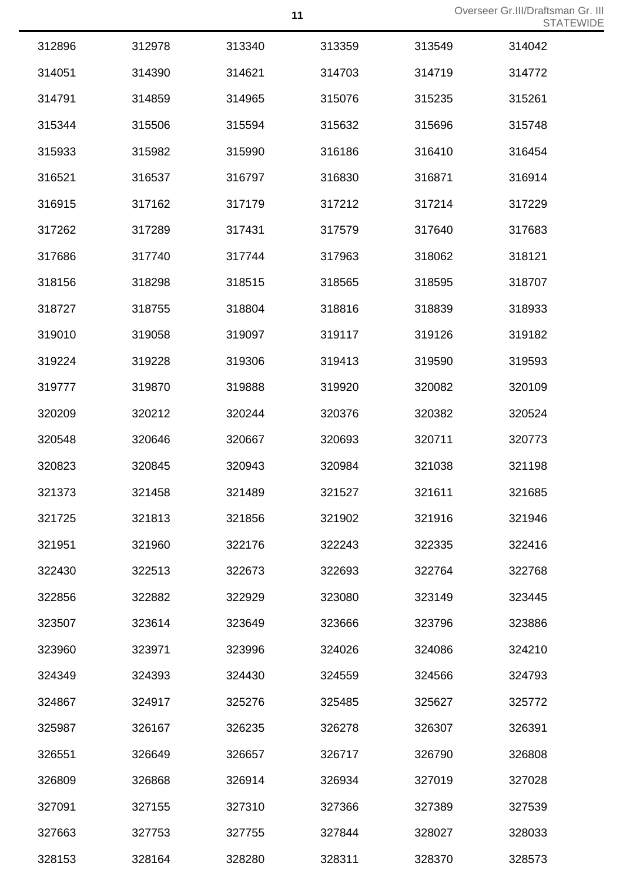| | | | | | |
|---|---|---|---|---|---|
| 312896 | 312978 | 313340 | 313359 | 313549 | 314042 |
| 314051 | 314390 | 314621 | 314703 | 314719 | 314772 |
| 314791 | 314859 | 314965 | 315076 | 315235 | 315261 |
| 315344 | 315506 | 315594 | 315632 | 315696 | 315748 |
| 315933 | 315982 | 315990 | 316186 | 316410 | 316454 |
| 316521 | 316537 | 316797 | 316830 | 316871 | 316914 |
| 316915 | 317162 | 317179 | 317212 | 317214 | 317229 |
| 317262 | 317289 | 317431 | 317579 | 317640 | 317683 |
| 317686 | 317740 | 317744 | 317963 | 318062 | 318121 |
| 318156 | 318298 | 318515 | 318565 | 318595 | 318707 |
| 318727 | 318755 | 318804 | 318816 | 318839 | 318933 |
| 319010 | 319058 | 319097 | 319117 | 319126 | 319182 |
| 319224 | 319228 | 319306 | 319413 | 319590 | 319593 |
| 319777 | 319870 | 319888 | 319920 | 320082 | 320109 |
| 320209 | 320212 | 320244 | 320376 | 320382 | 320524 |
| 320548 | 320646 | 320667 | 320693 | 320711 | 320773 |
| 320823 | 320845 | 320943 | 320984 | 321038 | 321198 |
| 321373 | 321458 | 321489 | 321527 | 321611 | 321685 |
| 321725 | 321813 | 321856 | 321902 | 321916 | 321946 |
| 321951 | 321960 | 322176 | 322243 | 322335 | 322416 |
| 322430 | 322513 | 322673 | 322693 | 322764 | 322768 |
| 322856 | 322882 | 322929 | 323080 | 323149 | 323445 |
| 323507 | 323614 | 323649 | 323666 | 323796 | 323886 |
| 323960 | 323971 | 323996 | 324026 | 324086 | 324210 |
| 324349 | 324393 | 324430 | 324559 | 324566 | 324793 |
| 324867 | 324917 | 325276 | 325485 | 325627 | 325772 |
| 325987 | 326167 | 326235 | 326278 | 326307 | 326391 |
| 326551 | 326649 | 326657 | 326717 | 326790 | 326808 |
| 326809 | 326868 | 326914 | 326934 | 327019 | 327028 |
| 327091 | 327155 | 327310 | 327366 | 327389 | 327539 |
| 327663 | 327753 | 327755 | 327844 | 328027 | 328033 |
| 328153 | 328164 | 328280 | 328311 | 328370 | 328573 |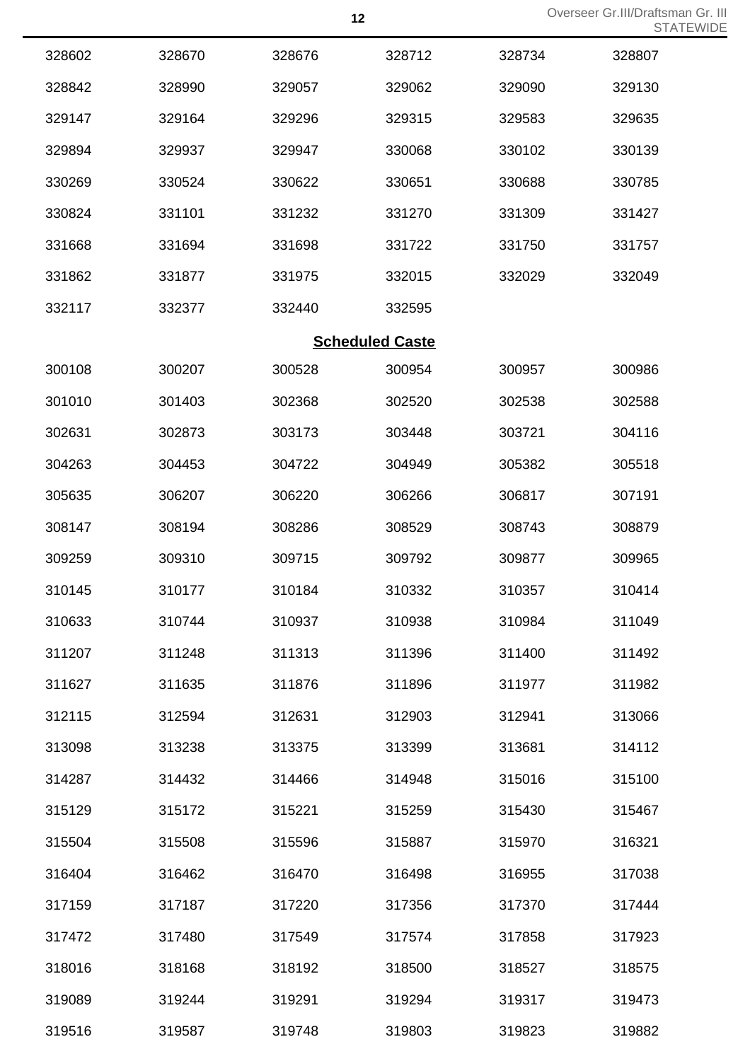| | | | | | |
|---|---|---|---|---|---|
| 328602 | 328670 | 328676 | 328712 | 328734 | 328807 |
| 328842 | 328990 | 329057 | 329062 | 329090 | 329130 |
| 329147 | 329164 | 329296 | 329315 | 329583 | 329635 |
| 329894 | 329937 | 329947 | 330068 | 330102 | 330139 |
| 330269 | 330524 | 330622 | 330651 | 330688 | 330785 |
| 330824 | 331101 | 331232 | 331270 | 331309 | 331427 |
| 331668 | 331694 | 331698 | 331722 | 331750 | 331757 |
| 331862 | 331877 | 331975 | 332015 | 332029 | 332049 |
| 332117 | 332377 | 332440 | 332595 | | |

**Scheduled Caste**

| | | | | | |
|---|---|---|---|---|---|
| 300108 | 300207 | 300528 | 300954 | 300957 | 300986 |
| 301010 | 301403 | 302368 | 302520 | 302538 | 302588 |
| 302631 | 302873 | 303173 | 303448 | 303721 | 304116 |
| 304263 | 304453 | 304722 | 304949 | 305382 | 305518 |
| 305635 | 306207 | 306220 | 306266 | 306817 | 307191 |
| 308147 | 308194 | 308286 | 308529 | 308743 | 308879 |
| 309259 | 309310 | 309715 | 309792 | 309877 | 309965 |
| 310145 | 310177 | 310184 | 310332 | 310357 | 310414 |
| 310633 | 310744 | 310937 | 310938 | 310984 | 311049 |
| 311207 | 311248 | 311313 | 311396 | 311400 | 311492 |
| 311627 | 311635 | 311876 | 311896 | 311977 | 311982 |
| 312115 | 312594 | 312631 | 312903 | 312941 | 313066 |
| 313098 | 313238 | 313375 | 313399 | 313681 | 314112 |
| 314287 | 314432 | 314466 | 314948 | 315016 | 315100 |
| 315129 | 315172 | 315221 | 315259 | 315430 | 315467 |
| 315504 | 315508 | 315596 | 315887 | 315970 | 316321 |
| 316404 | 316462 | 316470 | 316498 | 316955 | 317038 |
| 317159 | 317187 | 317220 | 317356 | 317370 | 317444 |
| 317472 | 317480 | 317549 | 317574 | 317858 | 317923 |
| 318016 | 318168 | 318192 | 318500 | 318527 | 318575 |
| 319089 | 319244 | 319291 | 319294 | 319317 | 319473 |
| 319516 | 319587 | 319748 | 319803 | 319823 | 319882 |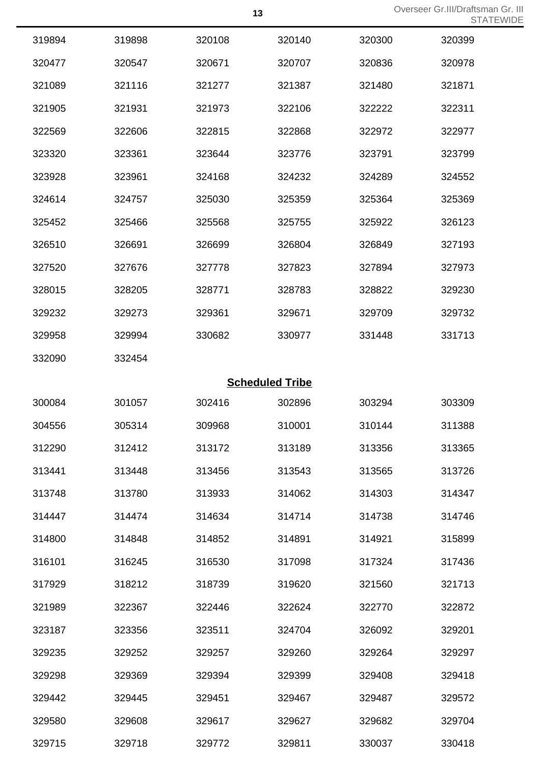| | | | | | |
|---|---|---|---|---|---|
| 319894 | 319898 | 320108 | 320140 | 320300 | 320399 |
| 320477 | 320547 | 320671 | 320707 | 320836 | 320978 |
| 321089 | 321116 | 321277 | 321387 | 321480 | 321871 |
| 321905 | 321931 | 321973 | 322106 | 322222 | 322311 |
| 322569 | 322606 | 322815 | 322868 | 322972 | 322977 |
| 323320 | 323361 | 323644 | 323776 | 323791 | 323799 |
| 323928 | 323961 | 324168 | 324232 | 324289 | 324552 |
| 324614 | 324757 | 325030 | 325359 | 325364 | 325369 |
| 325452 | 325466 | 325568 | 325755 | 325922 | 326123 |
| 326510 | 326691 | 326699 | 326804 | 326849 | 327193 |
| 327520 | 327676 | 327778 | 327823 | 327894 | 327973 |
| 328015 | 328205 | 328771 | 328783 | 328822 | 329230 |
| 329232 | 329273 | 329361 | 329671 | 329709 | 329732 |
| 329958 | 329994 | 330682 | 330977 | 331448 | 331713 |
| 332090 | 332454 | | | | |

**Scheduled Tribe**

| | | | | | |
|---|---|---|---|---|---|
| 300084 | 301057 | 302416 | 302896 | 303294 | 303309 |
| 304556 | 305314 | 309968 | 310001 | 310144 | 311388 |
| 312290 | 312412 | 313172 | 313189 | 313356 | 313365 |
| 313441 | 313448 | 313456 | 313543 | 313565 | 313726 |
| 313748 | 313780 | 313933 | 314062 | 314303 | 314347 |
| 314447 | 314474 | 314634 | 314714 | 314738 | 314746 |
| 314800 | 314848 | 314852 | 314891 | 314921 | 315899 |
| 316101 | 316245 | 316530 | 317098 | 317324 | 317436 |
| 317929 | 318212 | 318739 | 319620 | 321560 | 321713 |
| 321989 | 322367 | 322446 | 322624 | 322770 | 322872 |
| 323187 | 323356 | 323511 | 324704 | 326092 | 329201 |
| 329235 | 329252 | 329257 | 329260 | 329264 | 329297 |
| 329298 | 329369 | 329394 | 329399 | 329408 | 329418 |
| 329442 | 329445 | 329451 | 329467 | 329487 | 329572 |
| 329580 | 329608 | 329617 | 329627 | 329682 | 329704 |
| 329715 | 329718 | 329772 | 329811 | 330037 | 330418 |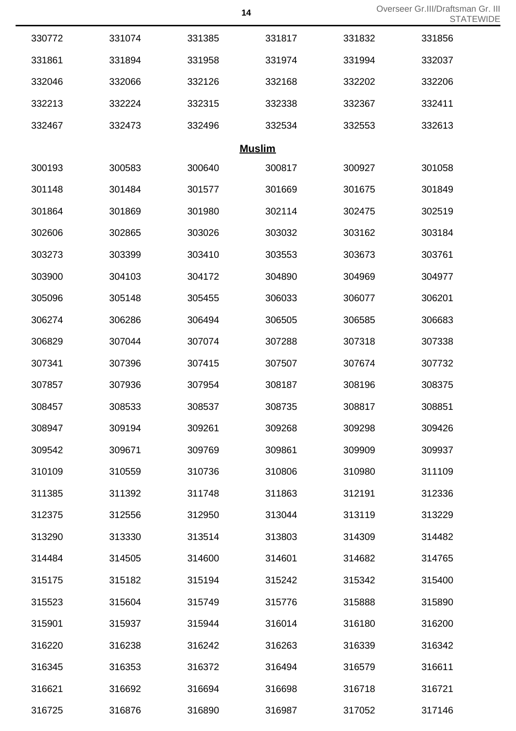| | | | | | |
|---|---|---|---|---|---|
| 330772 | 331074 | 331385 | 331817 | 331832 | 331856 |
| 331861 | 331894 | 331958 | 331974 | 331994 | 332037 |
| 332046 | 332066 | 332126 | 332168 | 332202 | 332206 |
| 332213 | 332224 | 332315 | 332338 | 332367 | 332411 |
| 332467 | 332473 | 332496 | 332534 | 332553 | 332613 |

**Muslim**

| | | | | | |
|---|---|---|---|---|---|
| 300193 | 300583 | 300640 | 300817 | 300927 | 301058 |
| 301148 | 301484 | 301577 | 301669 | 301675 | 301849 |
| 301864 | 301869 | 301980 | 302114 | 302475 | 302519 |
| 302606 | 302865 | 303026 | 303032 | 303162 | 303184 |
| 303273 | 303399 | 303410 | 303553 | 303673 | 303761 |
| 303900 | 304103 | 304172 | 304890 | 304969 | 304977 |
| 305096 | 305148 | 305455 | 306033 | 306077 | 306201 |
| 306274 | 306286 | 306494 | 306505 | 306585 | 306683 |
| 306829 | 307044 | 307074 | 307288 | 307318 | 307338 |
| 307341 | 307396 | 307415 | 307507 | 307674 | 307732 |
| 307857 | 307936 | 307954 | 308187 | 308196 | 308375 |
| 308457 | 308533 | 308537 | 308735 | 308817 | 308851 |
| 308947 | 309194 | 309261 | 309268 | 309298 | 309426 |
| 309542 | 309671 | 309769 | 309861 | 309909 | 309937 |
| 310109 | 310559 | 310736 | 310806 | 310980 | 311109 |
| 311385 | 311392 | 311748 | 311863 | 312191 | 312336 |
| 312375 | 312556 | 312950 | 313044 | 313119 | 313229 |
| 313290 | 313330 | 313514 | 313803 | 314309 | 314482 |
| 314484 | 314505 | 314600 | 314601 | 314682 | 314765 |
| 315175 | 315182 | 315194 | 315242 | 315342 | 315400 |
| 315523 | 315604 | 315749 | 315776 | 315888 | 315890 |
| 315901 | 315937 | 315944 | 316014 | 316180 | 316200 |
| 316220 | 316238 | 316242 | 316263 | 316339 | 316342 |
| 316345 | 316353 | 316372 | 316494 | 316579 | 316611 |
| 316621 | 316692 | 316694 | 316698 | 316718 | 316721 |
| 316725 | 316876 | 316890 | 316987 | 317052 | 317146 |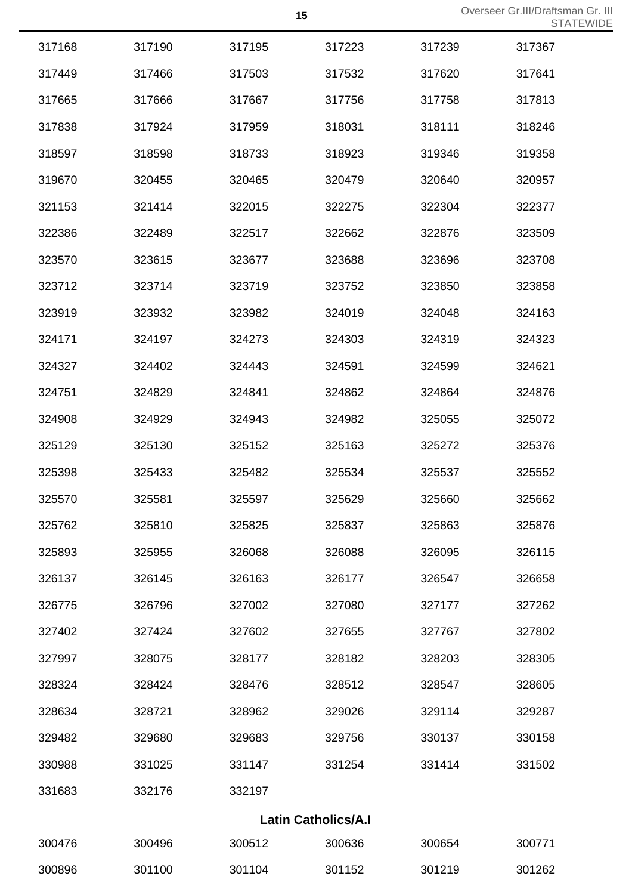| | | | | | |
|---|---|---|---|---|---|
| 317168 | 317190 | 317195 | 317223 | 317239 | 317367 |
| 317449 | 317466 | 317503 | 317532 | 317620 | 317641 |
| 317665 | 317666 | 317667 | 317756 | 317758 | 317813 |
| 317838 | 317924 | 317959 | 318031 | 318111 | 318246 |
| 318597 | 318598 | 318733 | 318923 | 319346 | 319358 |
| 319670 | 320455 | 320465 | 320479 | 320640 | 320957 |
| 321153 | 321414 | 322015 | 322275 | 322304 | 322377 |
| 322386 | 322489 | 322517 | 322662 | 322876 | 323509 |
| 323570 | 323615 | 323677 | 323688 | 323696 | 323708 |
| 323712 | 323714 | 323719 | 323752 | 323850 | 323858 |
| 323919 | 323932 | 323982 | 324019 | 324048 | 324163 |
| 324171 | 324197 | 324273 | 324303 | 324319 | 324323 |
| 324327 | 324402 | 324443 | 324591 | 324599 | 324621 |
| 324751 | 324829 | 324841 | 324862 | 324864 | 324876 |
| 324908 | 324929 | 324943 | 324982 | 325055 | 325072 |
| 325129 | 325130 | 325152 | 325163 | 325272 | 325376 |
| 325398 | 325433 | 325482 | 325534 | 325537 | 325552 |
| 325570 | 325581 | 325597 | 325629 | 325660 | 325662 |
| 325762 | 325810 | 325825 | 325837 | 325863 | 325876 |
| 325893 | 325955 | 326068 | 326088 | 326095 | 326115 |
| 326137 | 326145 | 326163 | 326177 | 326547 | 326658 |
| 326775 | 326796 | 327002 | 327080 | 327177 | 327262 |
| 327402 | 327424 | 327602 | 327655 | 327767 | 327802 |
| 327997 | 328075 | 328177 | 328182 | 328203 | 328305 |
| 328324 | 328424 | 328476 | 328512 | 328547 | 328605 |
| 328634 | 328721 | 328962 | 329026 | 329114 | 329287 |
| 329482 | 329680 | 329683 | 329756 | 330137 | 330158 |
| 330988 | 331025 | 331147 | 331254 | 331414 | 331502 |
| 331683 | 332176 | 332197 | | | |

## Latin Catholics/A.I

| | | | | | |
|---|---|---|---|---|---|
| 300476 | 300496 | 300512 | 300636 | 300654 | 300771 |
| 300896 | 301100 | 301104 | 301152 | 301219 | 301262 |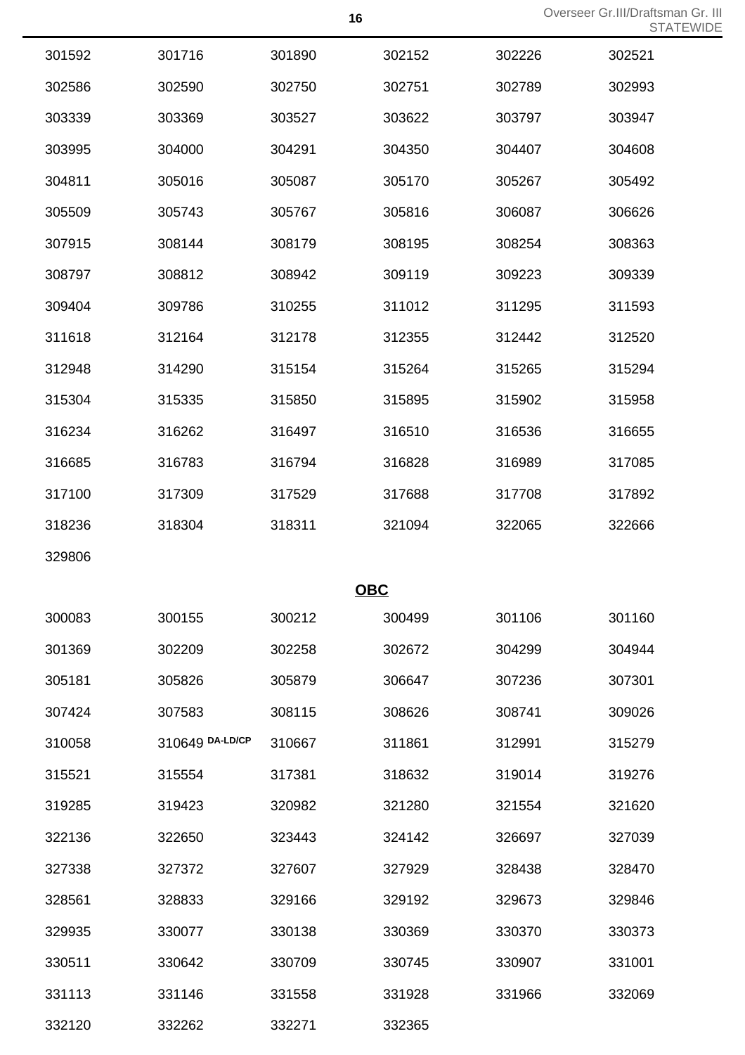| | | | | | |
|---|---|---|---|---|---|
| 301592 | 301716 | 301890 | 302152 | 302226 | 302521 |
| 302586 | 302590 | 302750 | 302751 | 302789 | 302993 |
| 303339 | 303369 | 303527 | 303622 | 303797 | 303947 |
| 303995 | 304000 | 304291 | 304350 | 304407 | 304608 |
| 304811 | 305016 | 305087 | 305170 | 305267 | 305492 |
| 305509 | 305743 | 305767 | 305816 | 306087 | 306626 |
| 307915 | 308144 | 308179 | 308195 | 308254 | 308363 |
| 308797 | 308812 | 308942 | 309119 | 309223 | 309339 |
| 309404 | 309786 | 310255 | 311012 | 311295 | 311593 |
| 311618 | 312164 | 312178 | 312355 | 312442 | 312520 |
| 312948 | 314290 | 315154 | 315264 | 315265 | 315294 |
| 315304 | 315335 | 315850 | 315895 | 315902 | 315958 |
| 316234 | 316262 | 316497 | 316510 | 316536 | 316655 |
| 316685 | 316783 | 316794 | 316828 | 316989 | 317085 |
| 317100 | 317309 | 317529 | 317688 | 317708 | 317892 |
| 318236 | 318304 | 318311 | 321094 | 322065 | 322666 |
| 329806 | | | | | |

## OBC

| | | | | | |
|---|---|---|---|---|---|
| 300083 | 300155 | 300212 | 300499 | 301106 | 301160 |
| 301369 | 302209 | 302258 | 302672 | 304299 | 304944 |
| 305181 | 305826 | 305879 | 306647 | 307236 | 307301 |
| 307424 | 307583 | 308115 | 308626 | 308741 | 309026 |
| 310058 | 310649 DA-LD/CP | 310667 | 311861 | 312991 | 315279 |
| 315521 | 315554 | 317381 | 318632 | 319014 | 319276 |
| 319285 | 319423 | 320982 | 321280 | 321554 | 321620 |
| 322136 | 322650 | 323443 | 324142 | 326697 | 327039 |
| 327338 | 327372 | 327607 | 327929 | 328438 | 328470 |
| 328561 | 328833 | 329166 | 329192 | 329673 | 329846 |
| 329935 | 330077 | 330138 | 330369 | 330370 | 330373 |
| 330511 | 330642 | 330709 | 330745 | 330907 | 331001 |
| 331113 | 331146 | 331558 | 331928 | 331966 | 332069 |
| 332120 | 332262 | 332271 | 332365 | | |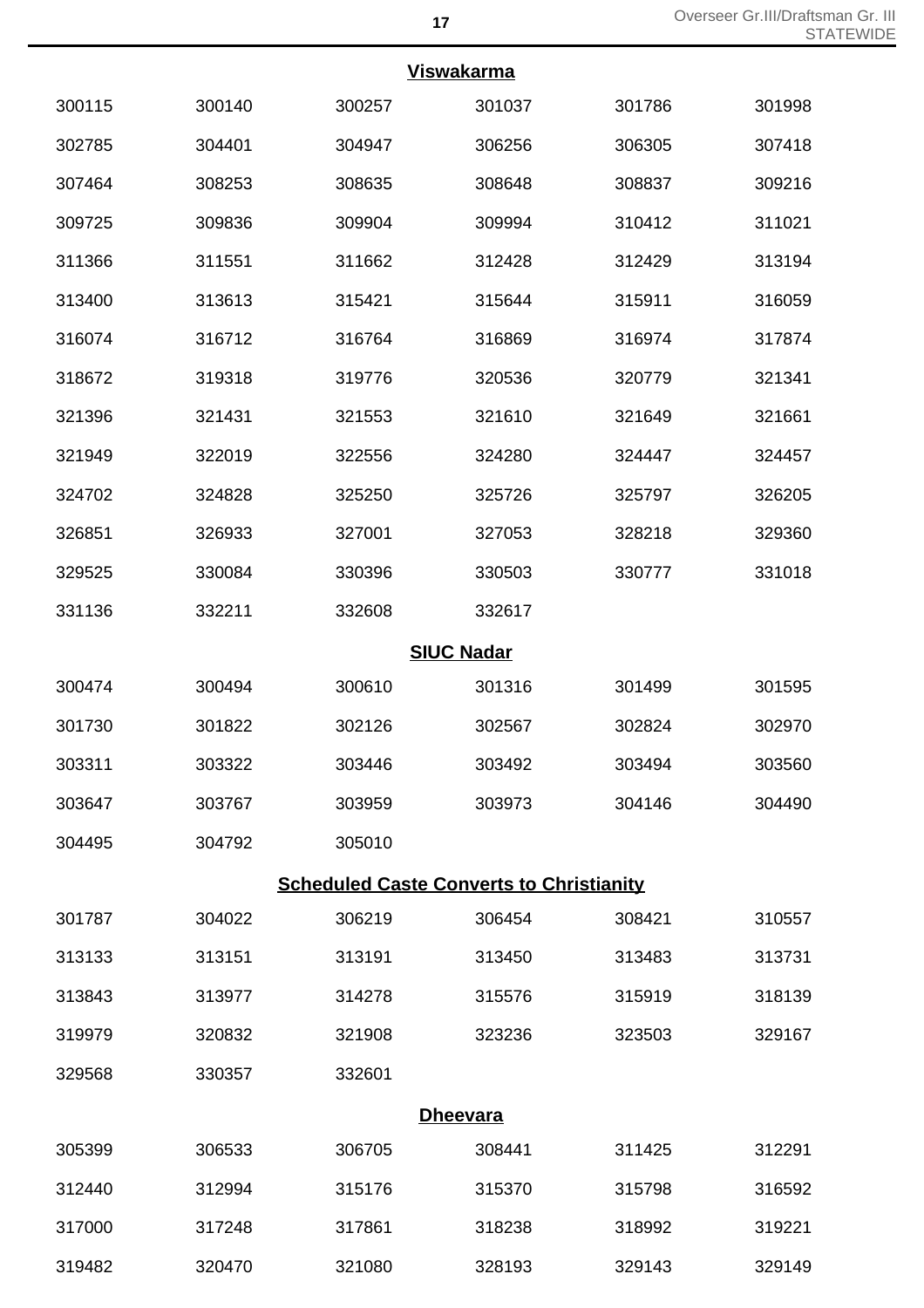**Viswakarma**

| | | | | | |
|---|---|---|---|---|---|
| 300115 | 300140 | 300257 | 301037 | 301786 | 301998 |
| 302785 | 304401 | 304947 | 306256 | 306305 | 307418 |
| 307464 | 308253 | 308635 | 308648 | 308837 | 309216 |
| 309725 | 309836 | 309904 | 309994 | 310412 | 311021 |
| 311366 | 311551 | 311662 | 312428 | 312429 | 313194 |
| 313400 | 313613 | 315421 | 315644 | 315911 | 316059 |
| 316074 | 316712 | 316764 | 316869 | 316974 | 317874 |
| 318672 | 319318 | 319776 | 320536 | 320779 | 321341 |
| 321396 | 321431 | 321553 | 321610 | 321649 | 321661 |
| 321949 | 322019 | 322556 | 324280 | 324447 | 324457 |
| 324702 | 324828 | 325250 | 325726 | 325797 | 326205 |
| 326851 | 326933 | 327001 | 327053 | 328218 | 329360 |
| 329525 | 330084 | 330396 | 330503 | 330777 | 331018 |
| 331136 | 332211 | 332608 | 332617 | | |

**SIUC Nadar**

| | | | | | |
|---|---|---|---|---|---|
| 300474 | 300494 | 300610 | 301316 | 301499 | 301595 |
| 301730 | 301822 | 302126 | 302567 | 302824 | 302970 |
| 303311 | 303322 | 303446 | 303492 | 303494 | 303560 |
| 303647 | 303767 | 303959 | 303973 | 304146 | 304490 |
| 304495 | 304792 | 305010 | | | |

**Scheduled Caste Converts to Christianity**

| | | | | | |
|---|---|---|---|---|---|
| 301787 | 304022 | 306219 | 306454 | 308421 | 310557 |
| 313133 | 313151 | 313191 | 313450 | 313483 | 313731 |
| 313843 | 313977 | 314278 | 315576 | 315919 | 318139 |
| 319979 | 320832 | 321908 | 323236 | 323503 | 329167 |
| 329568 | 330357 | 332601 | | | |

**Dheevara**

| | | | | | |
|---|---|---|---|---|---|
| 305399 | 306533 | 306705 | 308441 | 311425 | 312291 |
| 312440 | 312994 | 315176 | 315370 | 315798 | 316592 |
| 317000 | 317248 | 317861 | 318238 | 318992 | 319221 |
| 319482 | 320470 | 321080 | 328193 | 329143 | 329149 |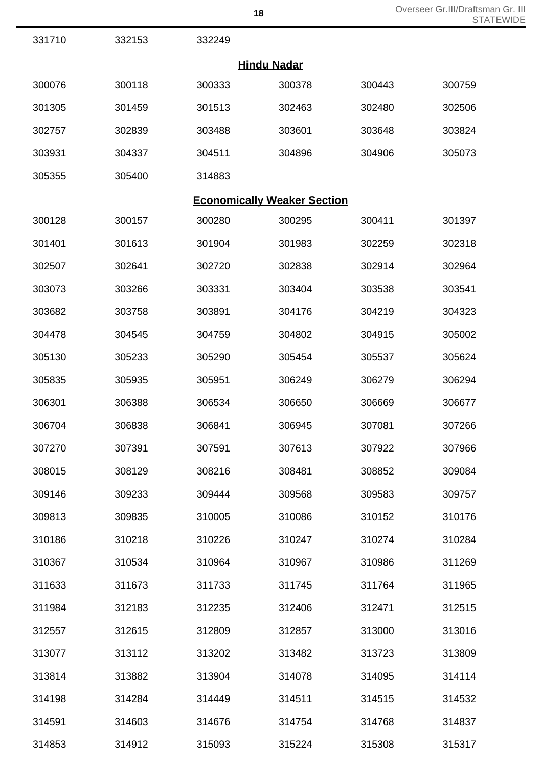| | | | | | |
|---|---|---|---|---|---|
| 331710 | 332153 | 332249 | | | |

**Hindu Nadar**

| | | | | | |
|---|---|---|---|---|---|
| 300076 | 300118 | 300333 | 300378 | 300443 | 300759 |
| 301305 | 301459 | 301513 | 302463 | 302480 | 302506 |
| 302757 | 302839 | 303488 | 303601 | 303648 | 303824 |
| 303931 | 304337 | 304511 | 304896 | 304906 | 305073 |
| 305355 | 305400 | 314883 | | | |

**Economically Weaker Section**

| | | | | | |
|---|---|---|---|---|---|
| 300128 | 300157 | 300280 | 300295 | 300411 | 301397 |
| 301401 | 301613 | 301904 | 301983 | 302259 | 302318 |
| 302507 | 302641 | 302720 | 302838 | 302914 | 302964 |
| 303073 | 303266 | 303331 | 303404 | 303538 | 303541 |
| 303682 | 303758 | 303891 | 304176 | 304219 | 304323 |
| 304478 | 304545 | 304759 | 304802 | 304915 | 305002 |
| 305130 | 305233 | 305290 | 305454 | 305537 | 305624 |
| 305835 | 305935 | 305951 | 306249 | 306279 | 306294 |
| 306301 | 306388 | 306534 | 306650 | 306669 | 306677 |
| 306704 | 306838 | 306841 | 306945 | 307081 | 307266 |
| 307270 | 307391 | 307591 | 307613 | 307922 | 307966 |
| 308015 | 308129 | 308216 | 308481 | 308852 | 309084 |
| 309146 | 309233 | 309444 | 309568 | 309583 | 309757 |
| 309813 | 309835 | 310005 | 310086 | 310152 | 310176 |
| 310186 | 310218 | 310226 | 310247 | 310274 | 310284 |
| 310367 | 310534 | 310964 | 310967 | 310986 | 311269 |
| 311633 | 311673 | 311733 | 311745 | 311764 | 311965 |
| 311984 | 312183 | 312235 | 312406 | 312471 | 312515 |
| 312557 | 312615 | 312809 | 312857 | 313000 | 313016 |
| 313077 | 313112 | 313202 | 313482 | 313723 | 313809 |
| 313814 | 313882 | 313904 | 314078 | 314095 | 314114 |
| 314198 | 314284 | 314449 | 314511 | 314515 | 314532 |
| 314591 | 314603 | 314676 | 314754 | 314768 | 314837 |
| 314853 | 314912 | 315093 | 315224 | 315308 | 315317 |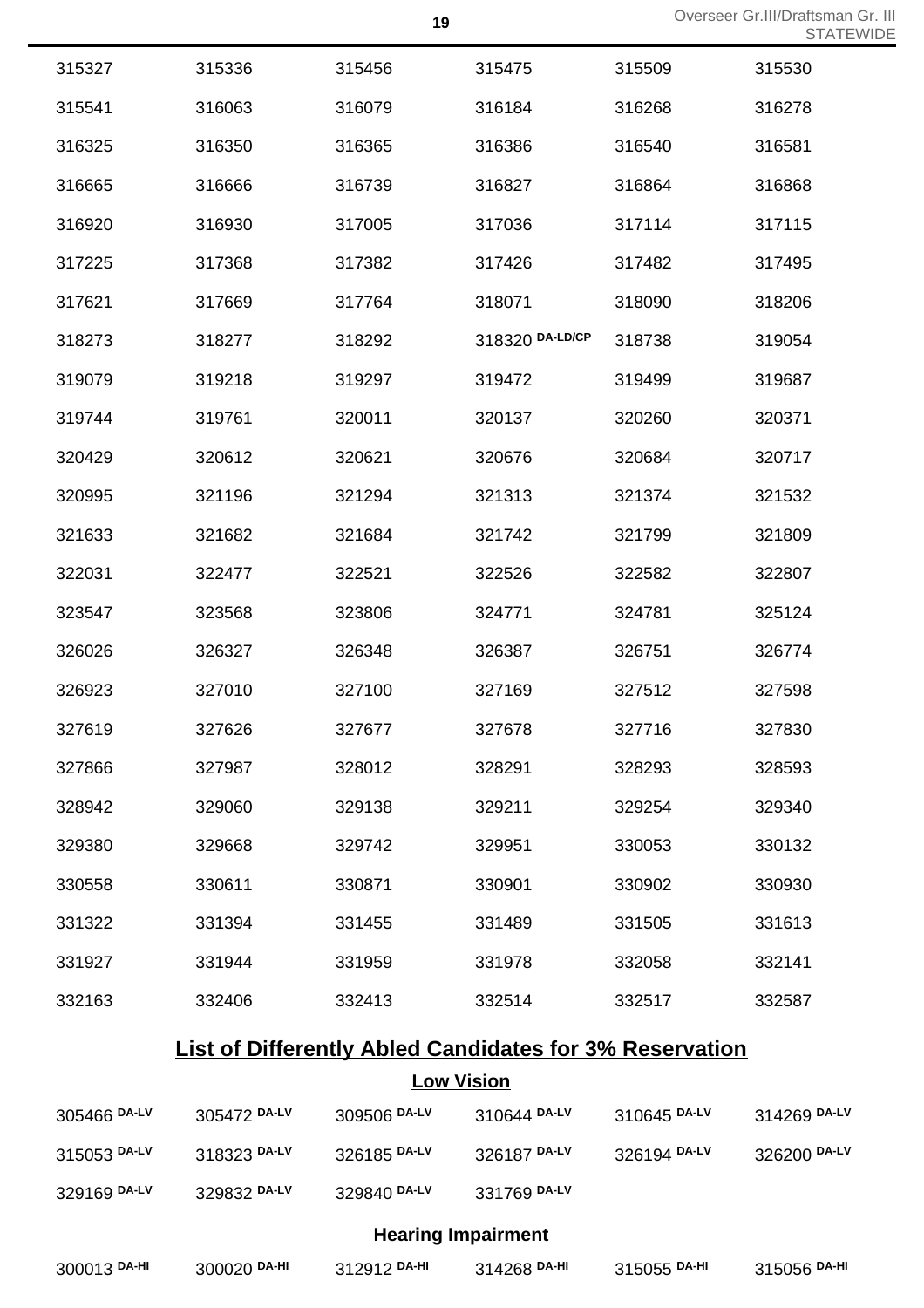| | | | | | |
|---|---|---|---|---|---|
| 315327 | 315336 | 315456 | 315475 | 315509 | 315530 |
| 315541 | 316063 | 316079 | 316184 | 316268 | 316278 |
| 316325 | 316350 | 316365 | 316386 | 316540 | 316581 |
| 316665 | 316666 | 316739 | 316827 | 316864 | 316868 |
| 316920 | 316930 | 317005 | 317036 | 317114 | 317115 |
| 317225 | 317368 | 317382 | 317426 | 317482 | 317495 |
| 317621 | 317669 | 317764 | 318071 | 318090 | 318206 |
| 318273 | 318277 | 318292 | 318320 DA-LD/CP | 318738 | 319054 |
| 319079 | 319218 | 319297 | 319472 | 319499 | 319687 |
| 319744 | 319761 | 320011 | 320137 | 320260 | 320371 |
| 320429 | 320612 | 320621 | 320676 | 320684 | 320717 |
| 320995 | 321196 | 321294 | 321313 | 321374 | 321532 |
| 321633 | 321682 | 321684 | 321742 | 321799 | 321809 |
| 322031 | 322477 | 322521 | 322526 | 322582 | 322807 |
| 323547 | 323568 | 323806 | 324771 | 324781 | 325124 |
| 326026 | 326327 | 326348 | 326387 | 326751 | 326774 |
| 326923 | 327010 | 327100 | 327169 | 327512 | 327598 |
| 327619 | 327626 | 327677 | 327678 | 327716 | 327830 |
| 327866 | 327987 | 328012 | 328291 | 328293 | 328593 |
| 328942 | 329060 | 329138 | 329211 | 329254 | 329340 |
| 329380 | 329668 | 329742 | 329951 | 330053 | 330132 |
| 330558 | 330611 | 330871 | 330901 | 330902 | 330930 |
| 331322 | 331394 | 331455 | 331489 | 331505 | 331613 |
| 331927 | 331944 | 331959 | 331978 | 332058 | 332141 |
| 332163 | 332406 | 332413 | 332514 | 332517 | 332587 |

## List of Differently Abled Candidates for 3% Reservation

### Low Vision

| | | | | | |
|---|---|---|---|---|---|
| 305466 DA-LV | 305472 DA-LV | 309506 DA-LV | 310644 DA-LV | 310645 DA-LV | 314269 DA-LV |
| 315053 DA-LV | 318323 DA-LV | 326185 DA-LV | 326187 DA-LV | 326194 DA-LV | 326200 DA-LV |
| 329169 DA-LV | 329832 DA-LV | 329840 DA-LV | 331769 DA-LV | | |

### Hearing Impairment

| | | | | | |
|---|---|---|---|---|---|
| 300013 DA-HI | 300020 DA-HI | 312912 DA-HI | 314268 DA-HI | 315055 DA-HI | 315056 DA-HI |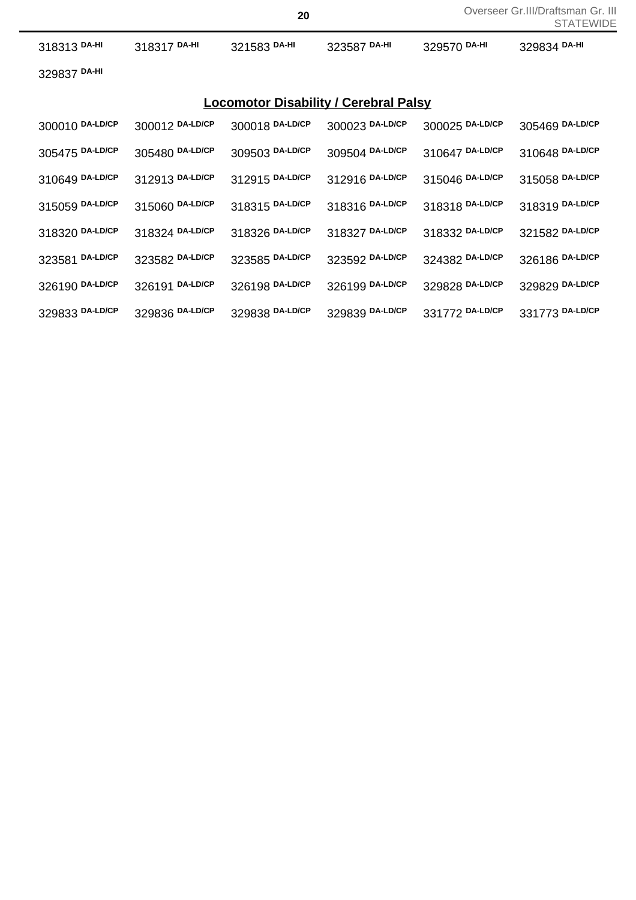318313 DA-HI 318317 DA-HI 321583 DA-HI 323587 DA-HI 329570 DA-HI 329834 DA-HI

329837 DA-HI

## Locomotor Disability / Cerebral Palsy

300010 DA-LD/CP 300012 DA-LD/CP 300018 DA-LD/CP 300023 DA-LD/CP 300025 DA-LD/CP 305469 DA-LD/CP

305475 DA-LD/CP 305480 DA-LD/CP 309503 DA-LD/CP 309504 DA-LD/CP 310647 DA-LD/CP 310648 DA-LD/CP

310649 DA-LD/CP 312913 DA-LD/CP 312915 DA-LD/CP 312916 DA-LD/CP 315046 DA-LD/CP 315058 DA-LD/CP

315059 DA-LD/CP 315060 DA-LD/CP 318315 DA-LD/CP 318316 DA-LD/CP 318318 DA-LD/CP 318319 DA-LD/CP

318320 DA-LD/CP 318324 DA-LD/CP 318326 DA-LD/CP 318327 DA-LD/CP 318332 DA-LD/CP 321582 DA-LD/CP

323581 DA-LD/CP 323582 DA-LD/CP 323585 DA-LD/CP 323592 DA-LD/CP 324382 DA-LD/CP 326186 DA-LD/CP

326190 DA-LD/CP 326191 DA-LD/CP 326198 DA-LD/CP 326199 DA-LD/CP 329828 DA-LD/CP 329829 DA-LD/CP

329833 DA-LD/CP 329836 DA-LD/CP 329838 DA-LD/CP 329839 DA-LD/CP 331772 DA-LD/CP 331773 DA-LD/CP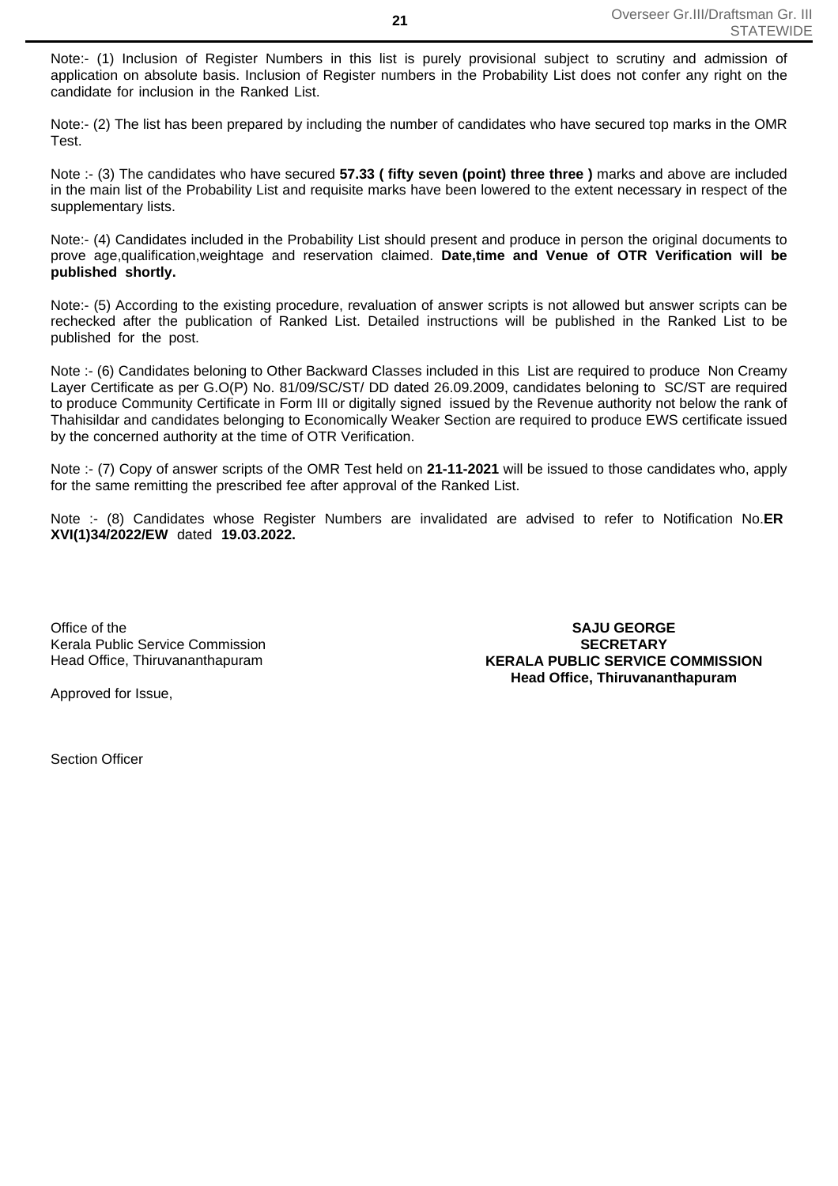Note:- (1) Inclusion of Register Numbers in this list is purely provisional subject to scrutiny and admission of application on absolute basis. Inclusion of Register numbers in the Probability List does not confer any right on the candidate for inclusion in the Ranked List.

Note:- (2) The list has been prepared by including the number of candidates who have secured top marks in the OMR Test.

Note :- (3) The candidates who have secured **57.33 ( fifty seven (point) three three )** marks and above are included in the main list of the Probability List and requisite marks have been lowered to the extent necessary in respect of the supplementary lists.

Note:- (4) Candidates included in the Probability List should present and produce in person the original documents to prove age,qualification,weightage and reservation claimed. **Date,time and Venue of OTR Verification will be published shortly.**

Note:- (5) According to the existing procedure, revaluation of answer scripts is not allowed but answer scripts can be rechecked after the publication of Ranked List. Detailed instructions will be published in the Ranked List to be published for the post.

Note :- (6) Candidates beloning to Other Backward Classes included in this List are required to produce Non Creamy Layer Certificate as per G.O(P) No. 81/09/SC/ST/ DD dated 26.09.2009, candidates beloning to SC/ST are required to produce Community Certificate in Form III or digitally signed issued by the Revenue authority not below the rank of Thahisildar and candidates belonging to Economically Weaker Section are required to produce EWS certificate issued by the concerned authority at the time of OTR Verification.

Note :- (7) Copy of answer scripts of the OMR Test held on **21-11-2021** will be issued to those candidates who, apply for the same remitting the prescribed fee after approval of the Ranked List.

Note :- (8) Candidates whose Register Numbers are invalidated are advised to refer to Notification No.**ER XVI(1)34/2022/EW** dated **19.03.2022.**

Office of the
Kerala Public Service Commission
Head Office, Thiruvananthapuram

**SAJU GEORGE**
**SECRETARY**
**KERALA PUBLIC SERVICE COMMISSION**
**Head Office, Thiruvananthapuram**

Approved for Issue,

Section Officer